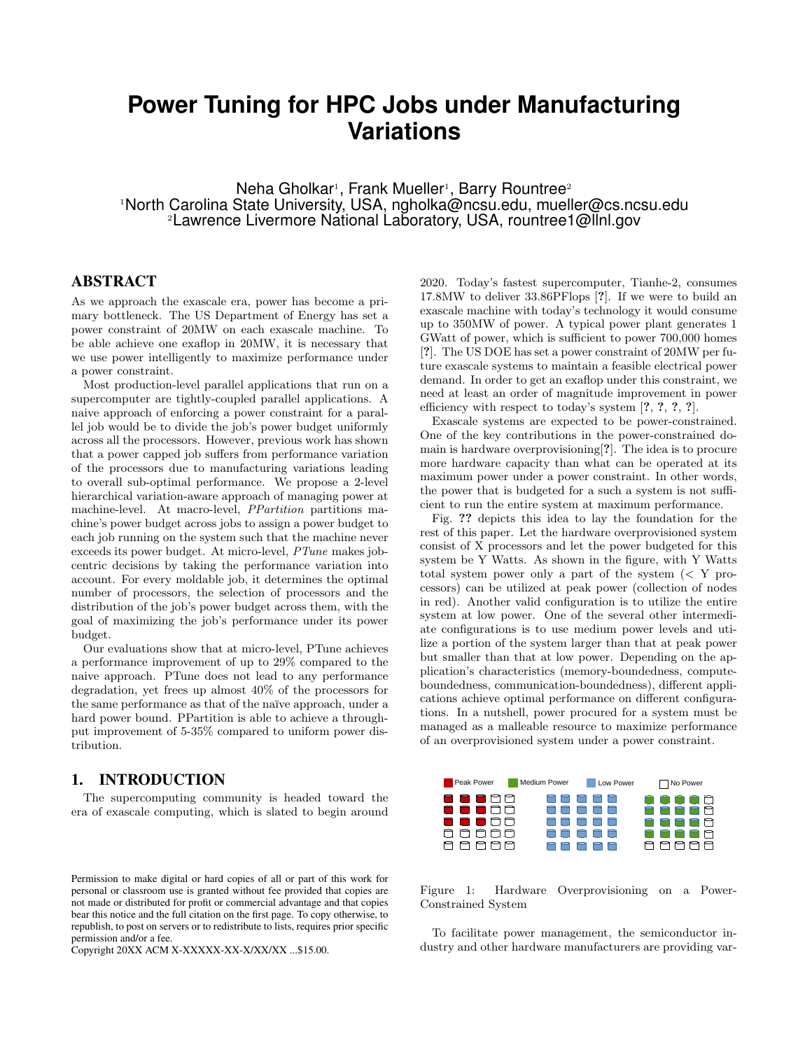# Power Tuning for HPC Jobs under Manufacturing Variations

Neha Gholkar[1], Frank Mueller[1], Barry Rountree[2]
[1]North Carolina State University, USA, ngholka@ncsu.edu, mueller@cs.ncsu.edu
[2]Lawrence Livermore National Laboratory, USA, rountree1@llnl.gov

## ABSTRACT

As we approach the exascale era, power has become a primary bottleneck. The US Department of Energy has set a power constraint of 20MW on each exascale machine. To be able achieve one exaflop in 20MW, it is necessary that we use power intelligently to maximize performance under a power constraint.

Most production-level parallel applications that run on a supercomputer are tightly-coupled parallel applications. A naive approach of enforcing a power constraint for a parallel job would be to divide the job's power budget uniformly across all the processors. However, previous work has shown that a power capped job suffers from performance variation of the processors due to manufacturing variations leading to overall sub-optimal performance. We propose a 2-level hierarchical variation-aware approach of managing power at machine-level. At macro-level, *PPartition* partitions machine's power budget across jobs to assign a power budget to each job running on the system such that the machine never exceeds its power budget. At micro-level, *PTune* makes job-centric decisions by taking the performance variation into account. For every moldable job, it determines the optimal number of processors, the selection of processors and the distribution of the job's power budget across them, with the goal of maximizing the job's performance under its power budget.

Our evaluations show that at micro-level, PTune achieves a performance improvement of up to 29% compared to the naive approach. PTune does not lead to any performance degradation, yet frees up almost 40% of the processors for the same performance as that of the naïve approach, under a hard power bound. PPartition is able to achieve a throughput improvement of 5-35% compared to uniform power distribution.

## 1. INTRODUCTION

The supercomputing community is headed toward the era of exascale computing, which is slated to begin around 2020. Today's fastest supercomputer, Tianhe-2, consumes 17.8MW to deliver 33.86PFlops [?]. If we were to build an exascale machine with today's technology it would consume up to 350MW of power. A typical power plant generates 1 GWatt of power, which is sufficient to power 700,000 homes [?]. The US DOE has set a power constraint of 20MW per future exascale systems to maintain a feasible electrical power demand. In order to get an exaflop under this constraint, we need at least an order of magnitude improvement in power efficiency with respect to today's system [?, ?, ?, ?].

Exascale systems are expected to be power-constrained. One of the key contributions in the power-constrained domain is hardware overprovisioning[?]. The idea is to procure more hardware capacity than what can be operated at its maximum power under a power constraint. In other words, the power that is budgeted for a such a system is not sufficient to run the entire system at maximum performance.

Fig. **??** depicts this idea to lay the foundation for the rest of this paper. Let the hardware overprovisioned system consist of X processors and let the power budgeted for this system be Y Watts. As shown in the figure, with Y Watts total system power only a part of the system (< Y processors) can be utilized at peak power (collection of nodes in red). Another valid configuration is to utilize the entire system at low power. One of the several other intermediate configurations is to use medium power levels and utilize a portion of the system larger than that at peak power but smaller than that at low power. Depending on the application's characteristics (memory-boundedness, compute-boundedness, communication-boundedness), different applications achieve optimal performance on different configurations. In a nutshell, power procured for a system must be managed as a malleable resource to maximize performance of an overprovisioned system under a power constraint.

Peak Power | Medium Power | Low Power | No Power

Figure 1: Hardware Overprovisioning on a Power-Constrained System

To facilitate power management, the semiconductor industry and other hardware manufacturers are providing var-

Permission to make digital or hard copies of all or part of this work for personal or classroom use is granted without fee provided that copies are not made or distributed for profit or commercial advantage and that copies bear this notice and the full citation on the first page. To copy otherwise, to republish, to post on servers or to redistribute to lists, requires prior specific permission and/or a fee.
Copyright 20XX ACM X-XXXXX-XX-X/XX/XX ...$15.00.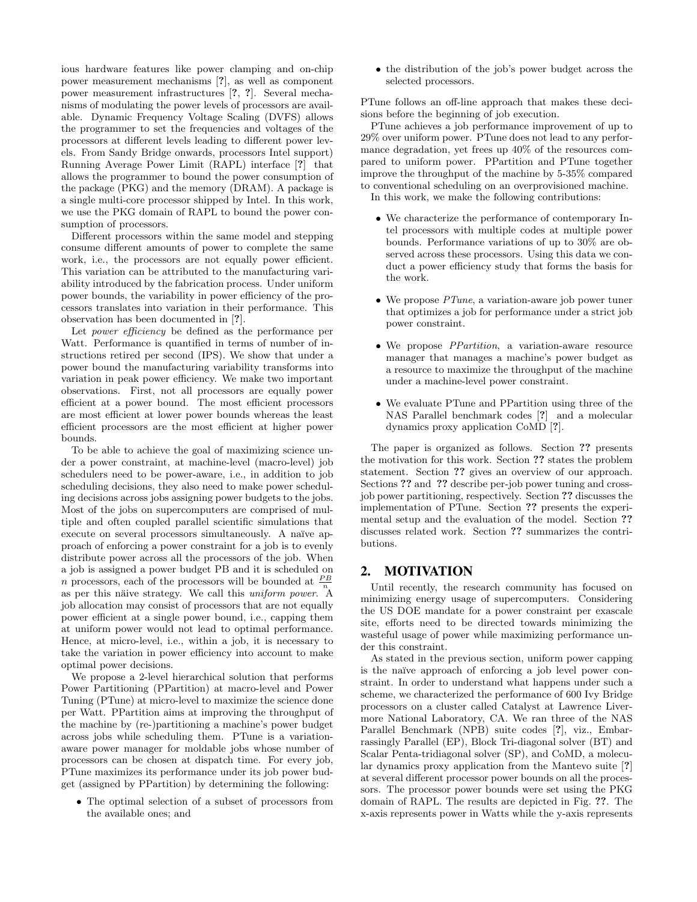ious hardware features like power clamping and on-chip power measurement mechanisms [?], as well as component power measurement infrastructures [?, ?]. Several mechanisms of modulating the power levels of processors are available. Dynamic Frequency Voltage Scaling (DVFS) allows the programmer to set the frequencies and voltages of the processors at different levels leading to different power levels. From Sandy Bridge onwards, processors Intel support) Running Average Power Limit (RAPL) interface [?] that allows the programmer to bound the power consumption of the package (PKG) and the memory (DRAM). A package is a single multi-core processor shipped by Intel. In this work, we use the PKG domain of RAPL to bound the power consumption of processors.

Different processors within the same model and stepping consume different amounts of power to complete the same work, i.e., the processors are not equally power efficient. This variation can be attributed to the manufacturing variability introduced by the fabrication process. Under uniform power bounds, the variability in power efficiency of the processors translates into variation in their performance. This observation has been documented in [?].

Let *power efficiency* be defined as the performance per Watt. Performance is quantified in terms of number of instructions retired per second (IPS). We show that under a power bound the manufacturing variability transforms into variation in peak power efficiency. We make two important observations. First, not all processors are equally power efficient at a power bound. The most efficient processors are most efficient at lower power bounds whereas the least efficient processors are the most efficient at higher power bounds.

To be able to achieve the goal of maximizing science under a power constraint, at machine-level (macro-level) job schedulers need to be power-aware, i.e., in addition to job scheduling decisions, they also need to make power scheduling decisions across jobs assigning power budgets to the jobs. Most of the jobs on supercomputers are comprised of multiple and often coupled parallel scientific simulations that execute on several processors simultaneously. A naïve approach of enforcing a power constraint for a job is to evenly distribute power across all the processors of the job. When a job is assigned a power budget PB and it is scheduled on $n$ processors, each of the processors will be bounded at $\frac{PB}{n}$ as per this näive strategy. We call this *uniform power*. A job allocation may consist of processors that are not equally power efficient at a single power bound, i.e., capping them at uniform power would not lead to optimal performance. Hence, at micro-level, i.e., within a job, it is necessary to take the variation in power efficiency into account to make optimal power decisions.

We propose a 2-level hierarchical solution that performs Power Partitioning (PPartition) at macro-level and Power Tuning (PTune) at micro-level to maximize the science done per Watt. PPartition aims at improving the throughput of the machine by (re-)partitioning a machine's power budget across jobs while scheduling them. PTune is a variation-aware power manager for moldable jobs whose number of processors can be chosen at dispatch time. For every job, PTune maximizes its performance under its job power budget (assigned by PPartition) by determining the following:

- The optimal selection of a subset of processors from the available ones; and
- the distribution of the job's power budget across the selected processors.

PTune follows an off-line approach that makes these decisions before the beginning of job execution.

PTune achieves a job performance improvement of up to 29% over uniform power. PTune does not lead to any performance degradation, yet frees up 40% of the resources compared to uniform power. PPartition and PTune together improve the throughput of the machine by 5-35% compared to conventional scheduling on an overprovisioned machine.

In this work, we make the following contributions:

- We characterize the performance of contemporary Intel processors with multiple codes at multiple power bounds. Performance variations of up to 30% are observed across these processors. Using this data we conduct a power efficiency study that forms the basis for the work.
- We propose *PTune*, a variation-aware job power tuner that optimizes a job for performance under a strict job power constraint.
- We propose *PPartition*, a variation-aware resource manager that manages a machine's power budget as a resource to maximize the throughput of the machine under a machine-level power constraint.
- We evaluate PTune and PPartition using three of the NAS Parallel benchmark codes [?] and a molecular dynamics proxy application CoMD [?].

The paper is organized as follows. Section ?? presents the motivation for this work. Section ?? states the problem statement. Section ?? gives an overview of our approach. Sections ?? and ?? describe per-job power tuning and cross-job power partitioning, respectively. Section ?? discusses the implementation of PTune. Section ?? presents the experimental setup and the evaluation of the model. Section ?? discusses related work. Section ?? summarizes the contributions.

## 2. MOTIVATION

Until recently, the research community has focused on minimizing energy usage of supercomputers. Considering the US DOE mandate for a power constraint per exascale site, efforts need to be directed towards minimizing the wasteful usage of power while maximizing performance under this constraint.

As stated in the previous section, uniform power capping is the naïve approach of enforcing a job level power constraint. In order to understand what happens under such a scheme, we characterized the performance of 600 Ivy Bridge processors on a cluster called Catalyst at Lawrence Livermore National Laboratory, CA. We ran three of the NAS Parallel Benchmark (NPB) suite codes [?], viz., Embarrassingly Parallel (EP), Block Tri-diagonal solver (BT) and Scalar Penta-tridiagonal solver (SP), and CoMD, a molecular dynamics proxy application from the Mantevo suite [?] at several different processor power bounds on all the processors. The processor power bounds were set using the PKG domain of RAPL. The results are depicted in Fig. ??. The x-axis represents power in Watts while the y-axis represents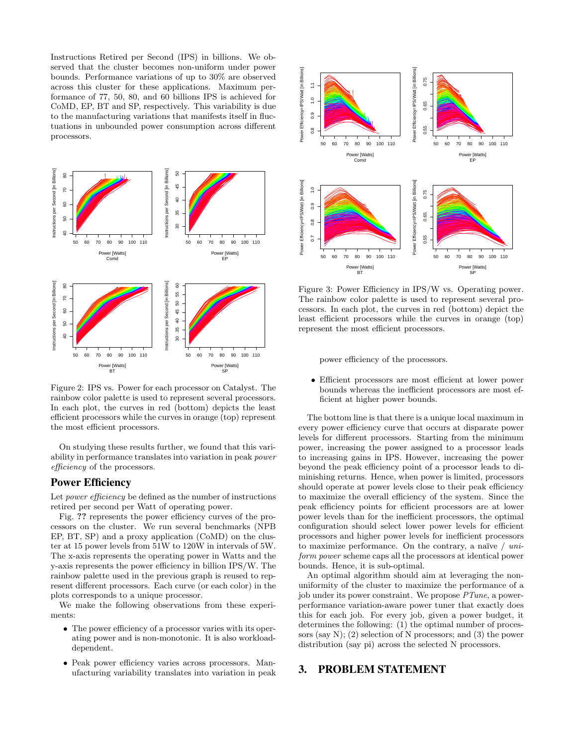Instructions Retired per Second (IPS) in billions. We observed that the cluster becomes non-uniform under power bounds. Performance variations of up to 30% are observed across this cluster for these applications. Maximum performance of 77, 50, 80, and 60 billions IPS is achieved for CoMD, EP, BT and SP, respectively. This variability is due to the manufacturing variations that manifests itself in fluctuations in unbounded power consumption across different processors.

Figure 2: IPS vs. Power for each processor on Catalyst. The rainbow color palette is used to represent several processors. In each plot, the curves in red (bottom) depicts the least efficient processors while the curves in orange (top) represent the most efficient processors.

On studying these results further, we found that this variability in performance translates into variation in peak *power efficiency* of the processors.

## Power Efficiency

Let *power efficiency* be defined as the number of instructions retired per second per Watt of operating power.

Fig. **??** represents the power efficiency curves of the processors on the cluster. We run several benchmarks (NPB EP, BT, SP) and a proxy application (CoMD) on the cluster at 15 power levels from 51W to 120W in intervals of 5W. The x-axis represents the operating power in Watts and the y-axis represents the power efficiency in billion IPS/W. The rainbow palette used in the previous graph is reused to represent different processors. Each curve (or each color) in the plots corresponds to a unique processor.

We make the following observations from these experiments:

- The power efficiency of a processor varies with its operating power and is non-monotonic. It is also workload-dependent.
- Peak power efficiency varies across processors. Manufacturing variability translates into variation in peak power efficiency of the processors.
- Efficient processors are most efficient at lower power bounds whereas the inefficient processors are most efficient at higher power bounds.

Figure 3: Power Efficiency in IPS/W vs. Operating power. The rainbow color palette is used to represent several processors. In each plot, the curves in red (bottom) depict the least efficient processors while the curves in orange (top) represent the most efficient processors.

The bottom line is that there is a unique local maximum in every power efficiency curve that occurs at disparate power levels for different processors. Starting from the minimum power, increasing the power assigned to a processor leads to increasing gains in IPS. However, increasing the power beyond the peak efficiency point of a processor leads to diminishing returns. Hence, when power is limited, processors should operate at power levels close to their peak efficiency to maximize the overall efficiency of the system. Since the peak efficiency points for efficient processors are at lower power levels than for the inefficient processors, the optimal configuration should select lower power levels for efficient processors and higher power levels for inefficient processors to maximize performance. On the contrary, a naïve / *uniform power* scheme caps all the processors at identical power bounds. Hence, it is sub-optimal.

An optimal algorithm should aim at leveraging the non-uniformity of the cluster to maximize the performance of a job under its power constraint. We propose *PTune*, a power-performance variation-aware power tuner that exactly does this for each job. For every job, given a power budget, it determines the following: (1) the optimal number of processors (say N); (2) selection of N processors; and (3) the power distribution (say pi) across the selected N processors.

## 3. PROBLEM STATEMENT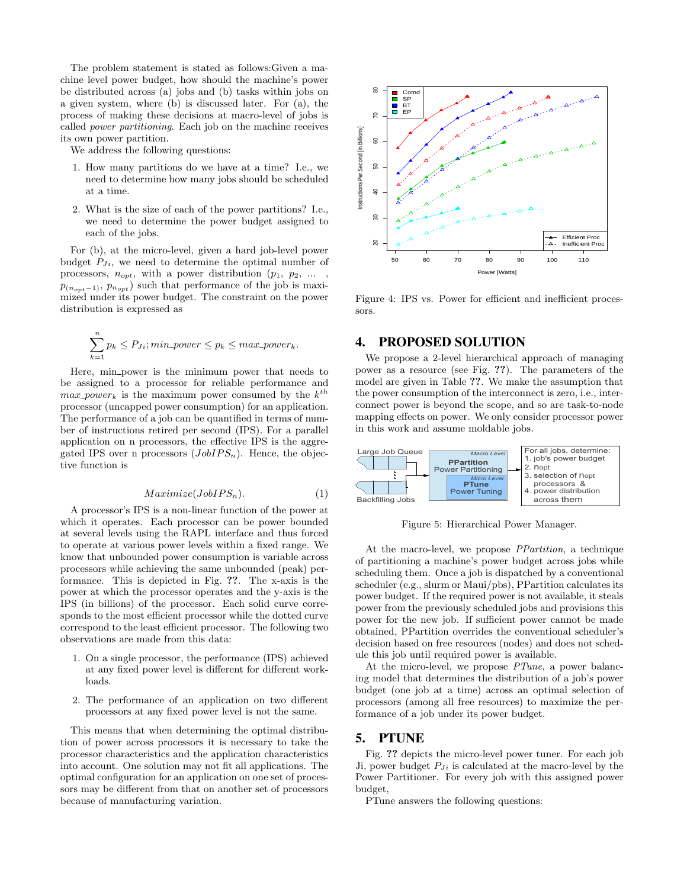The problem statement is stated as follows:Given a machine level power budget, how should the machine's power be distributed across (a) jobs and (b) tasks within jobs on a given system, where (b) is discussed later. For (a), the process of making these decisions at macro-level of jobs is called *power partitioning*. Each job on the machine receives its own power partition.

We address the following questions:

1. How many partitions do we have at a time? I.e., we need to determine how many jobs should be scheduled at a time.
2. What is the size of each of the power partitions? I.e., we need to determine the power budget assigned to each of the jobs.

For (b), at the micro-level, given a hard job-level power budget $P_{Ji}$, we need to determine the optimal number of processors, $n_{opt}$, with a power distribution ($p_1$, $p_2$, ... , $p_{(n_{opt}-1)}$, $p_{n_{opt}}$) such that performance of the job is maximized under its power budget. The constraint on the power distribution is expressed as

$$\sum_{k=1}^{n} p_k \leq P_{Ji}; min\_power \leq p_k \leq max\_power_k.$$

Here, min_power is the minimum power that needs to be assigned to a processor for reliable performance and $max\_power_k$ is the maximum power consumed by the $k^{th}$ processor (uncapped power consumption) for an application. The performance of a job can be quantified in terms of number of instructions retired per second (IPS). For a parallel application on n processors, the effective IPS is the aggregated IPS over n processors ($JobIPS_n$). Hence, the objective function is

$$Maximize(JobIPS_n). \quad (1)$$

A processor's IPS is a non-linear function of the power at which it operates. Each processor can be power bounded at several levels using the RAPL interface and thus forced to operate at various power levels within a fixed range. We know that unbounded power consumption is variable across processors while achieving the same unbounded (peak) performance. This is depicted in Fig. **??**. The x-axis is the power at which the processor operates and the y-axis is the IPS (in billions) of the processor. Each solid curve corresponds to the most efficient processor while the dotted curve correspond to the least efficient processor. The following two observations are made from this data:

1. On a single processor, the performance (IPS) achieved at any fixed power level is different for different workloads.
2. The performance of an application on two different processors at any fixed power level is not the same.

This means that when determining the optimal distribution of power across processors it is necessary to take the processor characteristics and the application characteristics into account. One solution may not fit all applications. The optimal configuration for an application on one set of processors may be different from that on another set of processors because of manufacturing variation.

Figure 4: IPS vs. Power for efficient and inefficient processors.

## 4. PROPOSED SOLUTION

We propose a 2-level hierarchical approach of managing power as a resource (see Fig. **??**). The parameters of the model are given in Table **??**. We make the assumption that the power consumption of the interconnect is zero, i.e., interconnect power is beyond the scope, and so are task-to-node mapping effects on power. We only consider processor power in this work and assume moldable jobs.

Figure 5: Hierarchical Power Manager.

At the macro-level, we propose *PPartition*, a technique of partitioning a machine's power budget across jobs while scheduling them. Once a job is dispatched by a conventional scheduler (e.g., slurm or Maui/pbs), PPartition calculates its power budget. If the required power is not available, it steals power from the previously scheduled jobs and provisions this power for the new job. If sufficient power cannot be made obtained, PPartition overrides the conventional scheduler's decision based on free resources (nodes) and does not schedule this job until required power is available.

At the micro-level, we propose *PTune*, a power balancing model that determines the distribution of a job's power budget (one job at a time) across an optimal selection of processors (among all free resources) to maximize the performance of a job under its power budget.

## 5. PTUNE

Fig. **??** depicts the micro-level power tuner. For each job Ji, power budget $P_{Ji}$ is calculated at the macro-level by the Power Partitioner. For every job with this assigned power budget,

PTune answers the following questions: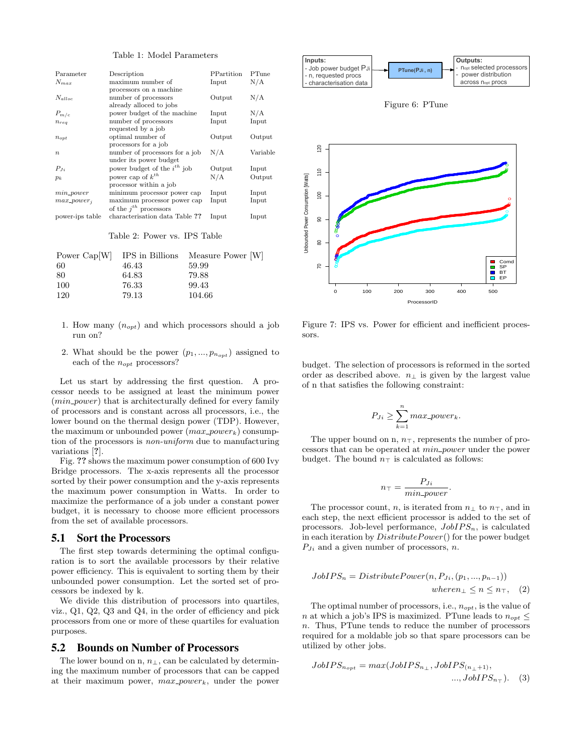Table 1: Model Parameters

| Parameter | Description | PPartition | PTune |
|---|---|---|---|
| $N_{max}$ | maximum number of processors on a machine | Input | N/A |
| $N_{alloc}$ | number of processors already alloced to jobs | Output | N/A |
| $P_{m/c}$ | power budget of the machine | Input | N/A |
| $n_{req}$ | number of processors requested by a job | Input | Input |
| $n_{opt}$ | optimal number of processors for a job | Output | Output |
| $n$ | number of processors for a job under its power budget | N/A | Variable |
| $P_{Ji}$ | power budget of the $i^{th}$ job | Output | Input |
| $p_k$ | power cap of $k^{th}$ processor within a job | N/A | Output |
| $min\_power$ | minimum processor power cap | Input | Input |
| $max\_power_j$ | maximum processor power cap of the $j^{th}$ processors | Input | Input |
| power-ips table | characterisation data Table ?? | Input | Input |

Table 2: Power vs. IPS Table

| Power Cap[W] | IPS in Billions | Measure Power [W] |
|---|---|---|
| 60 | 46.43 | 59.99 |
| 80 | 64.83 | 79.88 |
| 100 | 76.33 | 99.43 |
| 120 | 79.13 | 104.66 |

1. How many ($n_{opt}$) and which processors should a job run on?
2. What should be the power $(p_1, ..., p_{n_{opt}})$ assigned to each of the $n_{opt}$ processors?

Let us start by addressing the first question. A processor needs to be assigned at least the minimum power ($min\_power$) that is architecturally defined for every family of processors and is constant across all processors, i.e., the lower bound on the thermal design power (TDP). However, the maximum or unbounded power ($max\_power_k$) consumption of the processors is *non-uniform* due to manufacturing variations [?].

Fig. ?? shows the maximum power consumption of 600 Ivy Bridge processors. The x-axis represents all the processor sorted by their power consumption and the y-axis represents the maximum power consumption in Watts. In order to maximize the performance of a job under a constant power budget, it is necessary to choose more efficient processors from the set of available processors.

## 5.1 Sort the Processors

The first step towards determining the optimal configuration is to sort the available processors by their relative power efficiency. This is equivalent to sorting them by their unbounded power consumption. Let the sorted set of processors be indexed by k.

We divide this distribution of processors into quartiles, viz., Q1, Q2, Q3 and Q4, in the order of efficiency and pick processors from one or more of these quartiles for evaluation purposes.

## 5.2 Bounds on Number of Processors

The lower bound on n, $n_\perp$, can be calculated by determining the maximum number of processors that can be capped at their maximum power, $max\_power_k$, under the power budget. The selection of processors is reformed in the sorted order as described above. $n_\perp$ is given by the largest value of n that satisfies the following constraint:

$$P_{Ji} \geq \sum_{k=1}^{n} max\_power_k.$$

The upper bound on n, $n_\top$, represents the number of processors that can be operated at $min\_power$ under the power budget. The bound $n_\top$ is calculated as follows:

$$n_\top = \frac{P_{Ji}}{min\_power}.$$

The processor count, $n$, is iterated from $n_\perp$ to $n_\top$, and in each step, the next efficient processor is added to the set of processors. Job-level performance, $JobIPS_n$, is calculated in each iteration by $DistributePower()$ for the power budget $P_{Ji}$ and a given number of processors, $n$.

$$JobIPS_n = DistributePower(n, P_{Ji}, (p_1, ..., p_{n-1})) \quad where n_\perp \leq n \leq n_\top, \quad (2)$$

The optimal number of processors, i.e., $n_{opt}$, is the value of $n$ at which a job's IPS is maximized. PTune leads to $n_{opt} \leq n$. Thus, PTune tends to reduce the number of processors required for a moldable job so that spare processors can be utilized by other jobs.

$$JobIPS_{n_{opt}} = max(JobIPS_{n_\perp}, JobIPS_{(n_\perp+1)}, ..., JobIPS_{n_\top}). \quad (3)$$

Inputs:
- Job power budget $P_{Ji}$
- n, requested procs
- characterisation data

PTune($P_{Ji}$, n)

Outputs:
- $n_{opt}$ selected processors
- power distribution across $n_{opt}$ procs

Figure 6: PTune

Figure 7: IPS vs. Power for efficient and inefficient processors.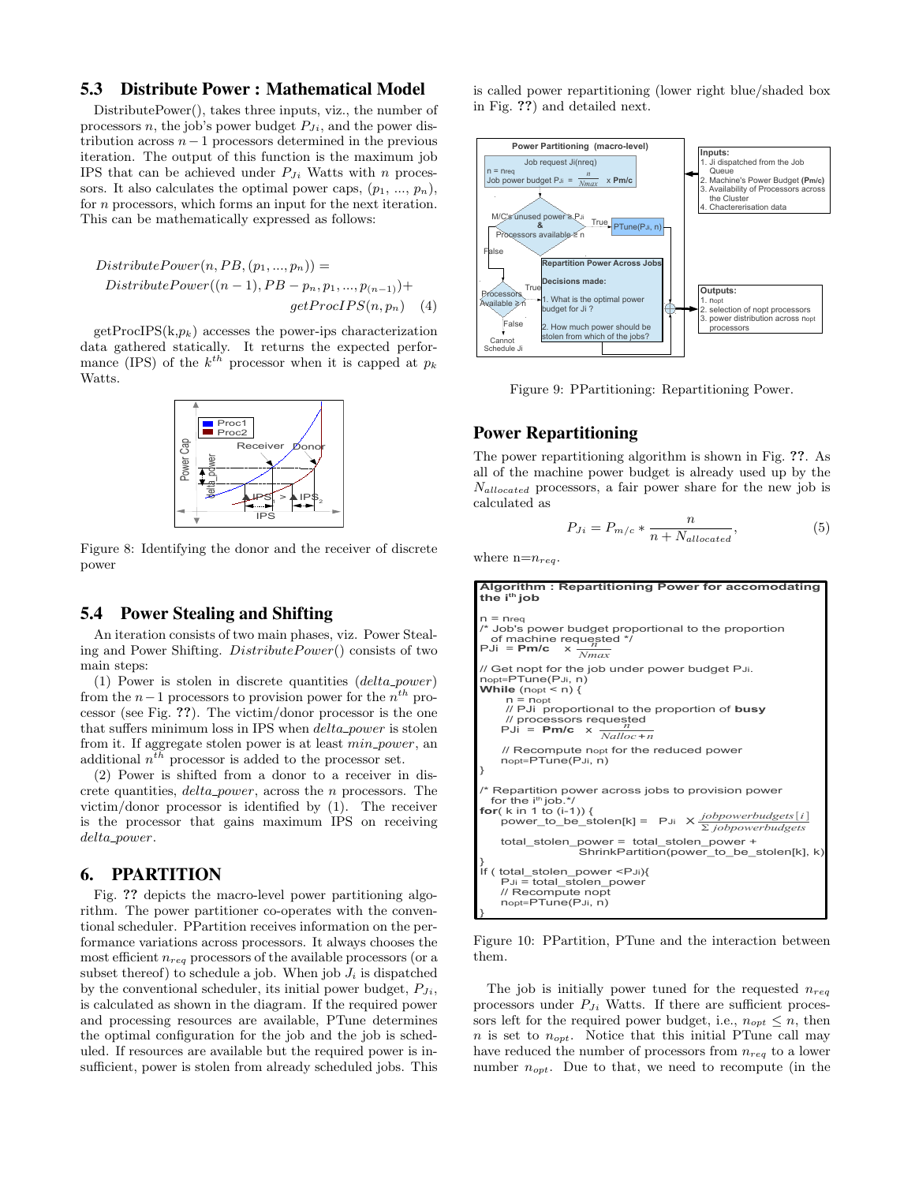### 5.3 Distribute Power : Mathematical Model

DistributePower(), takes three inputs, viz., the number of processors $n$, the job's power budget $P_{Ji}$, and the power distribution across $n-1$ processors determined in the previous iteration. The output of this function is the maximum job IPS that can be achieved under $P_{Ji}$ Watts with $n$ processors. It also calculates the optimal power caps, $(p_1, ..., p_n)$, for $n$ processors, which forms an input for the next iteration. This can be mathematically expressed as follows:

$$DistributePower(n, PB, (p_1, ..., p_n)) = DistributePower((n-1), PB - p_n, p_1, ..., p_{(n-1)}) + getProcIPS(n, p_n) \quad (4)$$

getProcIPS(k,$p_k$) accesses the power-ips characterization data gathered statically. It returns the expected performance (IPS) of the $k^{th}$ processor when it is capped at $p_k$ Watts.

Figure 8: Identifying the donor and the receiver of discrete power

### 5.4 Power Stealing and Shifting

An iteration consists of two main phases, viz. Power Stealing and Power Shifting. *DistributePower*() consists of two main steps:

(1) Power is stolen in discrete quantities (*delta_power*) from the $n-1$ processors to provision power for the $n^{th}$ processor (see Fig. ??). The victim/donor processor is the one that suffers minimum loss in IPS when *delta_power* is stolen from it. If aggregate stolen power is at least *min_power*, an additional $n^{th}$ processor is added to the processor set.

(2) Power is shifted from a donor to a receiver in discrete quantities, *delta_power*, across the $n$ processors. The victim/donor processor is identified by (1). The receiver is the processor that gains maximum IPS on receiving *delta_power*.

## 6. PPARTITION

Fig. ?? depicts the macro-level power partitioning algorithm. The power partitioner co-operates with the conventional scheduler. PPartition receives information on the performance variations across processors. It always chooses the most efficient $n_{req}$ processors of the available processors (or a subset thereof) to schedule a job. When job $J_i$ is dispatched by the conventional scheduler, its initial power budget, $P_{Ji}$, is calculated as shown in the diagram. If the required power and processing resources are available, PTune determines the optimal configuration for the job and the job is scheduled. If resources are available but the required power is insufficient, power is stolen from already scheduled jobs. This is called power repartitioning (lower right blue/shaded box in Fig. ??) and detailed next.

Figure 9: PPartitioning: Repartitioning Power.

## Power Repartitioning

The power repartitioning algorithm is shown in Fig. ??. As all of the machine power budget is already used up by the $N_{allocated}$ processors, a fair power share for the new job is calculated as

$$P_{Ji} = P_{m/c} * \frac{n}{n + N_{allocated}}, \quad (5)$$

where n=$n_{req}$.

```
Algorithm : Repartitioning Power for accomodating the ith job

n = nreq
/* Job's power budget proportional to the proportion
   of machine requested */
PJi = Pm/c  × n/Nmax

// Get nopt for the job under power budget PJi.
nopt=PTune(PJi, n)
While (nopt < n) {
    n = nopt
    // PJi proportional to the proportion of busy
    // processors requested
    PJi = Pm/c × n/(Nalloc+n)

    // Recompute nopt for the reduced power
    nopt=PTune(PJi, n)
}

/* Repartition power across jobs to provision power
   for the ith job.*/
for( k in 1 to (i-1)) {
    power_to_be_stolen[k] = PJi × jobpowerbudgets[i] / Σ jobpowerbudgets

    total_stolen_power = total_stolen_power +
                   ShrinkPartition(power_to_be_stolen[k], k)
}
If ( total_stolen_power <PJi){
    PJi = total_stolen_power
    // Recompute nopt
    nopt=PTune(PJi, n)
}
```

Figure 10: PPartition, PTune and the interaction between them.

The job is initially power tuned for the requested $n_{req}$ processors under $P_{Ji}$ Watts. If there are sufficient processors left for the required power budget, i.e., $n_{opt} \leq n$, then $n$ is set to $n_{opt}$. Notice that this initial PTune call may have reduced the number of processors from $n_{req}$ to a lower number $n_{opt}$. Due to that, we need to recompute (in the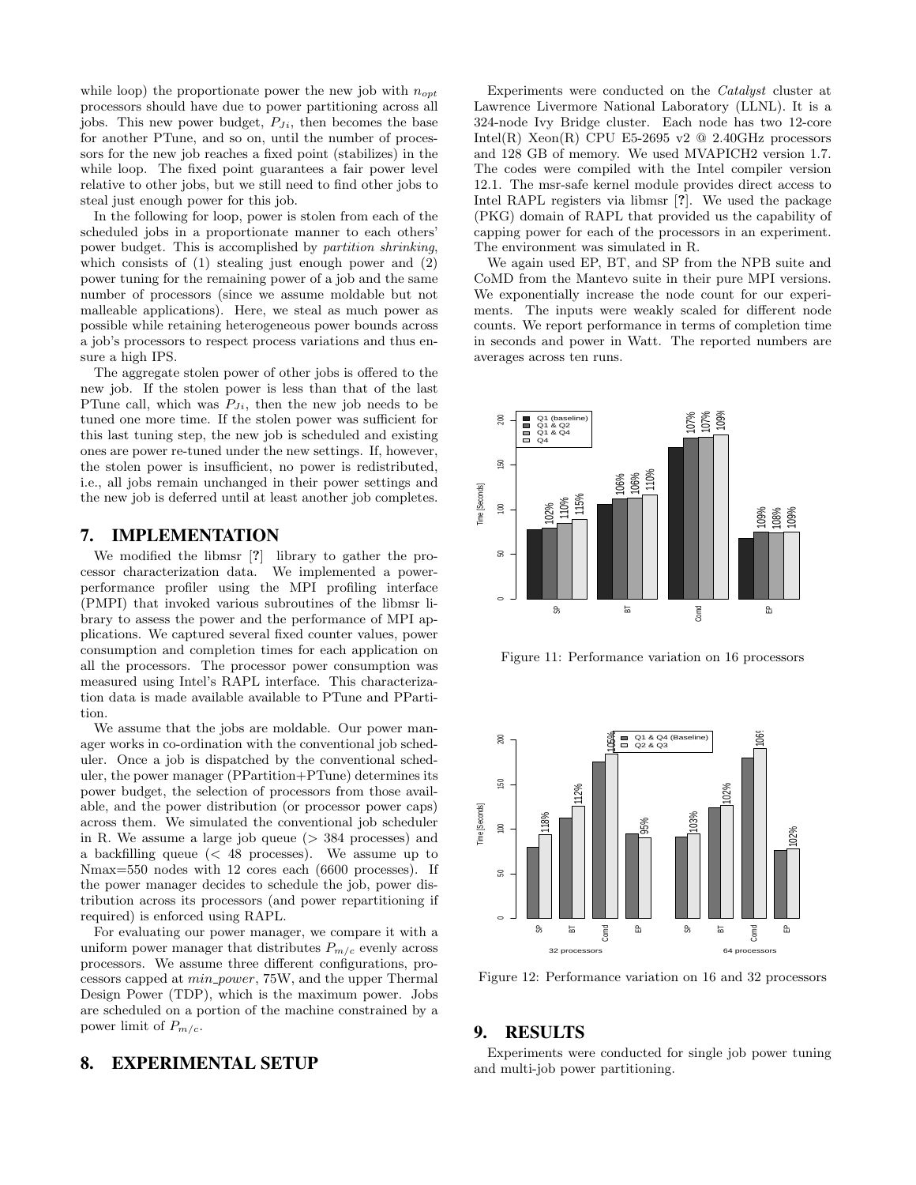while loop) the proportionate power the new job with $n_{opt}$ processors should have due to power partitioning across all jobs. This new power budget, $P_{Ji}$, then becomes the base for another PTune, and so on, until the number of processors for the new job reaches a fixed point (stabilizes) in the while loop. The fixed point guarantees a fair power level relative to other jobs, but we still need to find other jobs to steal just enough power for this job.

In the following for loop, power is stolen from each of the scheduled jobs in a proportionate manner to each others' power budget. This is accomplished by *partition shrinking*, which consists of (1) stealing just enough power and (2) power tuning for the remaining power of a job and the same number of processors (since we assume moldable but not malleable applications). Here, we steal as much power as possible while retaining heterogeneous power bounds across a job's processors to respect process variations and thus ensure a high IPS.

The aggregate stolen power of other jobs is offered to the new job. If the stolen power is less than that of the last PTune call, which was $P_{Ji}$, then the new job needs to be tuned one more time. If the stolen power was sufficient for this last tuning step, the new job is scheduled and existing ones are power re-tuned under the new settings. If, however, the stolen power is insufficient, no power is redistributed, i.e., all jobs remain unchanged in their power settings and the new job is deferred until at least another job completes.

## 7. IMPLEMENTATION

We modified the libmsr [?] library to gather the processor characterization data. We implemented a power-performance profiler using the MPI profiling interface (PMPI) that invoked various subroutines of the libmsr library to assess the power and the performance of MPI applications. We captured several fixed counter values, power consumption and completion times for each application on all the processors. The processor power consumption was measured using Intel's RAPL interface. This characterization data is made available available to PTune and PPartition.

We assume that the jobs are moldable. Our power manager works in co-ordination with the conventional job scheduler. Once a job is dispatched by the conventional job scheduler, the power manager (PPartition+PTune) determines its power budget, the selection of processors from those available, and the power distribution (or processor power caps) across them. We simulated the conventional job scheduler in R. We assume a large job queue (> 384 processes) and a backfilling queue (< 48 processes). We assume up to Nmax=550 nodes with 12 cores each (6600 processes). If the power manager decides to schedule the job, power distribution across its processors (and power repartitioning if required) is enforced using RAPL.

For evaluating our power manager, we compare it with a uniform power manager that distributes $P_{m/c}$ evenly across processors. We assume three different configurations, processors capped at *min_power*, 75W, and the upper Thermal Design Power (TDP), which is the maximum power. Jobs are scheduled on a portion of the machine constrained by a power limit of $P_{m/c}$.

## 8. EXPERIMENTAL SETUP

Experiments were conducted on the *Catalyst* cluster at Lawrence Livermore National Laboratory (LLNL). It is a 324-node Ivy Bridge cluster. Each node has two 12-core Intel(R) Xeon(R) CPU E5-2695 v2 @ 2.40GHz processors and 128 GB of memory. We used MVAPICH2 version 1.7. The codes were compiled with the Intel compiler version 12.1. The msr-safe kernel module provides direct access to Intel RAPL registers via libmsr [?]. We used the package (PKG) domain of RAPL that provided us the capability of capping power for each of the processors in an experiment. The environment was simulated in R.

We again used EP, BT, and SP from the NPB suite and CoMD from the Mantevo suite in their pure MPI versions. We exponentially increase the node count for our experiments. The inputs were weakly scaled for different node counts. We report performance in terms of completion time in seconds and power in Watt. The reported numbers are averages across ten runs.

Figure 11: Performance variation on 16 processors

Figure 12: Performance variation on 16 and 32 processors

## 9. RESULTS

Experiments were conducted for single job power tuning and multi-job power partitioning.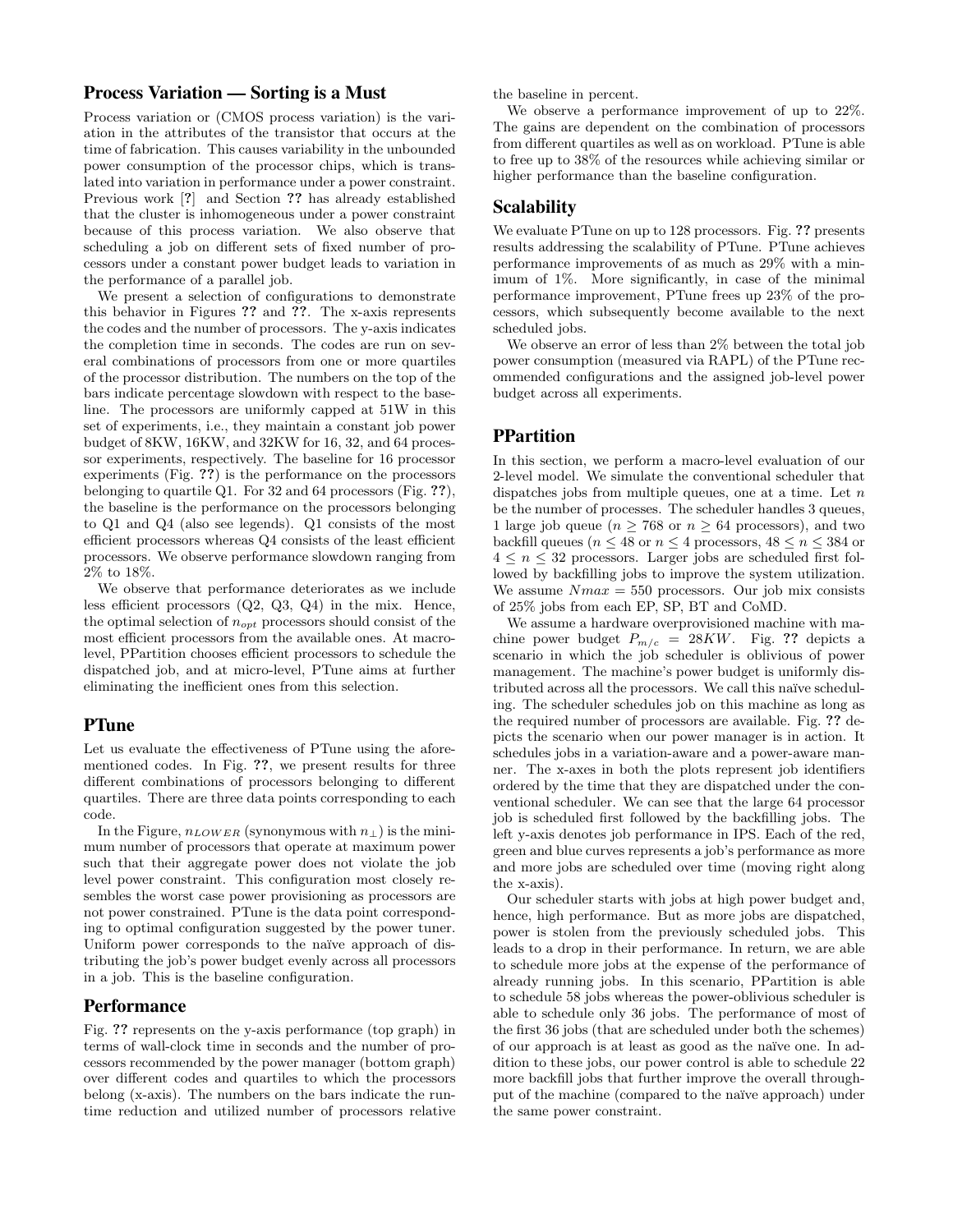## Process Variation — Sorting is a Must

Process variation or (CMOS process variation) is the variation in the attributes of the transistor that occurs at the time of fabrication. This causes variability in the unbounded power consumption of the processor chips, which is translated into variation in performance under a power constraint. Previous work [?] and Section ?? has already established that the cluster is inhomogeneous under a power constraint because of this process variation. We also observe that scheduling a job on different sets of fixed number of processors under a constant power budget leads to variation in the performance of a parallel job.

We present a selection of configurations to demonstrate this behavior in Figures ?? and ??. The x-axis represents the codes and the number of processors. The y-axis indicates the completion time in seconds. The codes are run on several combinations of processors from one or more quartiles of the processor distribution. The numbers on the top of the bars indicate percentage slowdown with respect to the baseline. The processors are uniformly capped at 51W in this set of experiments, i.e., they maintain a constant job power budget of 8KW, 16KW, and 32KW for 16, 32, and 64 processor experiments, respectively. The baseline for 16 processor experiments (Fig. ??) is the performance on the processors belonging to quartile Q1. For 32 and 64 processors (Fig. ??), the baseline is the performance on the processors belonging to Q1 and Q4 (also see legends). Q1 consists of the most efficient processors whereas Q4 consists of the least efficient processors. We observe performance slowdown ranging from 2% to 18%.

We observe that performance deteriorates as we include less efficient processors (Q2, Q3, Q4) in the mix. Hence, the optimal selection of $n_{opt}$ processors should consist of the most efficient processors from the available ones. At macro-level, PPartition chooses efficient processors to schedule the dispatched job, and at micro-level, PTune aims at further eliminating the inefficient ones from this selection.

## PTune

Let us evaluate the effectiveness of PTune using the aforementioned codes. In Fig. ??, we present results for three different combinations of processors belonging to different quartiles. There are three data points corresponding to each code.

In the Figure, $n_{LOWER}$ (synonymous with $n_{\perp}$) is the minimum number of processors that operate at maximum power such that their aggregate power does not violate the job level power constraint. This configuration most closely resembles the worst case power provisioning as processors are not power constrained. PTune is the data point corresponding to optimal configuration suggested by the power tuner. Uniform power corresponds to the naïve approach of distributing the job's power budget evenly across all processors in a job. This is the baseline configuration.

## Performance

Fig. ?? represents on the y-axis performance (top graph) in terms of wall-clock time in seconds and the number of processors recommended by the power manager (bottom graph) over different codes and quartiles to which the processors belong (x-axis). The numbers on the bars indicate the runtime reduction and utilized number of processors relative the baseline in percent.

We observe a performance improvement of up to 22%. The gains are dependent on the combination of processors from different quartiles as well as on workload. PTune is able to free up to 38% of the resources while achieving similar or higher performance than the baseline configuration.

## Scalability

We evaluate PTune on up to 128 processors. Fig. ?? presents results addressing the scalability of PTune. PTune achieves performance improvements of as much as 29% with a minimum of 1%. More significantly, in case of the minimal performance improvement, PTune frees up 23% of the processors, which subsequently become available to the next scheduled jobs.

We observe an error of less than 2% between the total job power consumption (measured via RAPL) of the PTune recommended configurations and the assigned job-level power budget across all experiments.

## PPartition

In this section, we perform a macro-level evaluation of our 2-level model. We simulate the conventional scheduler that dispatches jobs from multiple queues, one at a time. Let $n$ be the number of processes. The scheduler handles 3 queues, 1 large job queue ($n \geq 768$ or $n \geq 64$ processors), and two backfill queues ($n \leq 48$ or $n \leq 4$ processors, $48 \leq n \leq 384$ or $4 \leq n \leq 32$ processors. Larger jobs are scheduled first followed by backfilling jobs to improve the system utilization. We assume $Nmax = 550$ processors. Our job mix consists of 25% jobs from each EP, SP, BT and CoMD.

We assume a hardware overprovisioned machine with machine power budget $P_{m/c} = 28KW$. Fig. ?? depicts a scenario in which the job scheduler is oblivious of power management. The machine's power budget is uniformly distributed across all the processors. We call this naïve scheduling. The scheduler schedules job on this machine as long as the required number of processors are available. Fig. ?? depicts the scenario when our power manager is in action. It schedules jobs in a variation-aware and a power-aware manner. The x-axes in both the plots represent job identifiers ordered by the time that they are dispatched under the conventional scheduler. We can see that the large 64 processor job is scheduled first followed by the backfilling jobs. The left y-axis denotes job performance in IPS. Each of the red, green and blue curves represents a job's performance as more and more jobs are scheduled over time (moving right along the x-axis).

Our scheduler starts with jobs at high power budget and, hence, high performance. But as more jobs are dispatched, power is stolen from the previously scheduled jobs. This leads to a drop in their performance. In return, we are able to schedule more jobs at the expense of the performance of already running jobs. In this scenario, PPartition is able to schedule 58 jobs whereas the power-oblivious scheduler is able to schedule only 36 jobs. The performance of most of the first 36 jobs (that are scheduled under both the schemes) of our approach is at least as good as the naïve one. In addition to these jobs, our power control is able to schedule 22 more backfill jobs that further improve the overall throughput of the machine (compared to the naïve approach) under the same power constraint.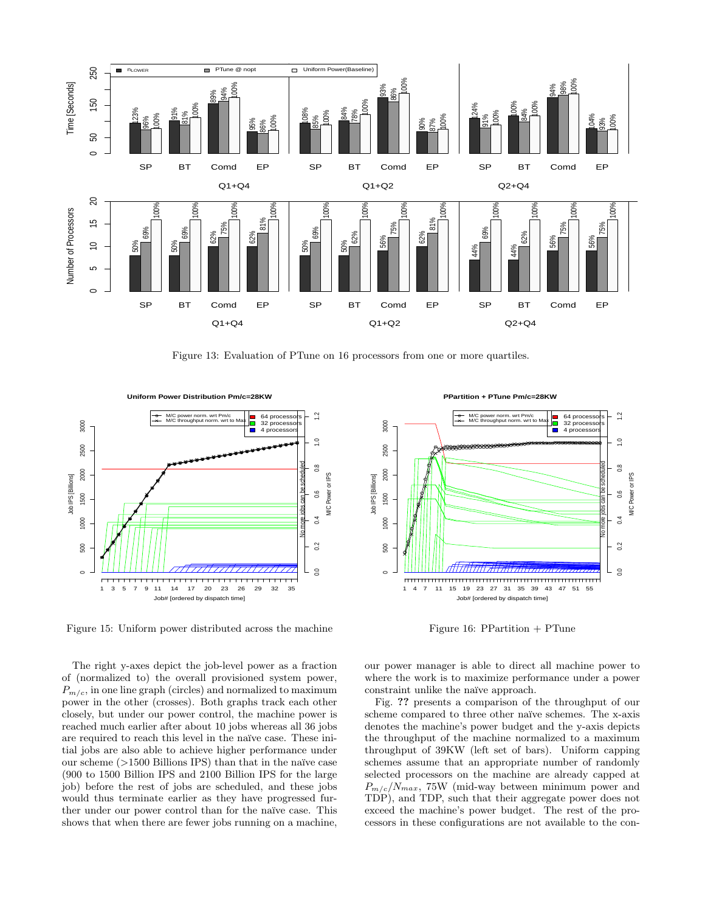Figure 13: Evaluation of PTune on 16 processors from one or more quartiles.

Figure 15: Uniform power distributed across the machine

Figure 16: PPartition + PTune

The right y-axes depict the job-level power as a fraction of (normalized to) the overall provisioned system power, $P_{m/c}$, in one line graph (circles) and normalized to maximum power in the other (crosses). Both graphs track each other closely, but under our power control, the machine power is reached much earlier after about 10 jobs whereas all 36 jobs are required to reach this level in the naïve case. These initial jobs are also able to achieve higher performance under our scheme (>1500 Billions IPS) than that in the naïve case (900 to 1500 Billion IPS and 2100 Billion IPS for the large job) before the rest of jobs are scheduled, and these jobs would thus terminate earlier as they have progressed further under our power control than for the naïve case. This shows that when there are fewer jobs running on a machine, our power manager is able to direct all machine power to where the work is to maximize performance under a power constraint unlike the naïve approach.

Fig. **??** presents a comparison of the throughput of our scheme compared to three other naïve schemes. The x-axis denotes the machine's power budget and the y-axis depicts the throughput of the machine normalized to a maximum throughput of 39KW (left set of bars). Uniform capping schemes assume that an appropriate number of randomly selected processors on the machine are already capped at $P_{m/c}/N_{max}$, 75W (mid-way between minimum power and TDP), and TDP, such that their aggregate power does not exceed the machine's power budget. The rest of the processors in these configurations are not available to the con-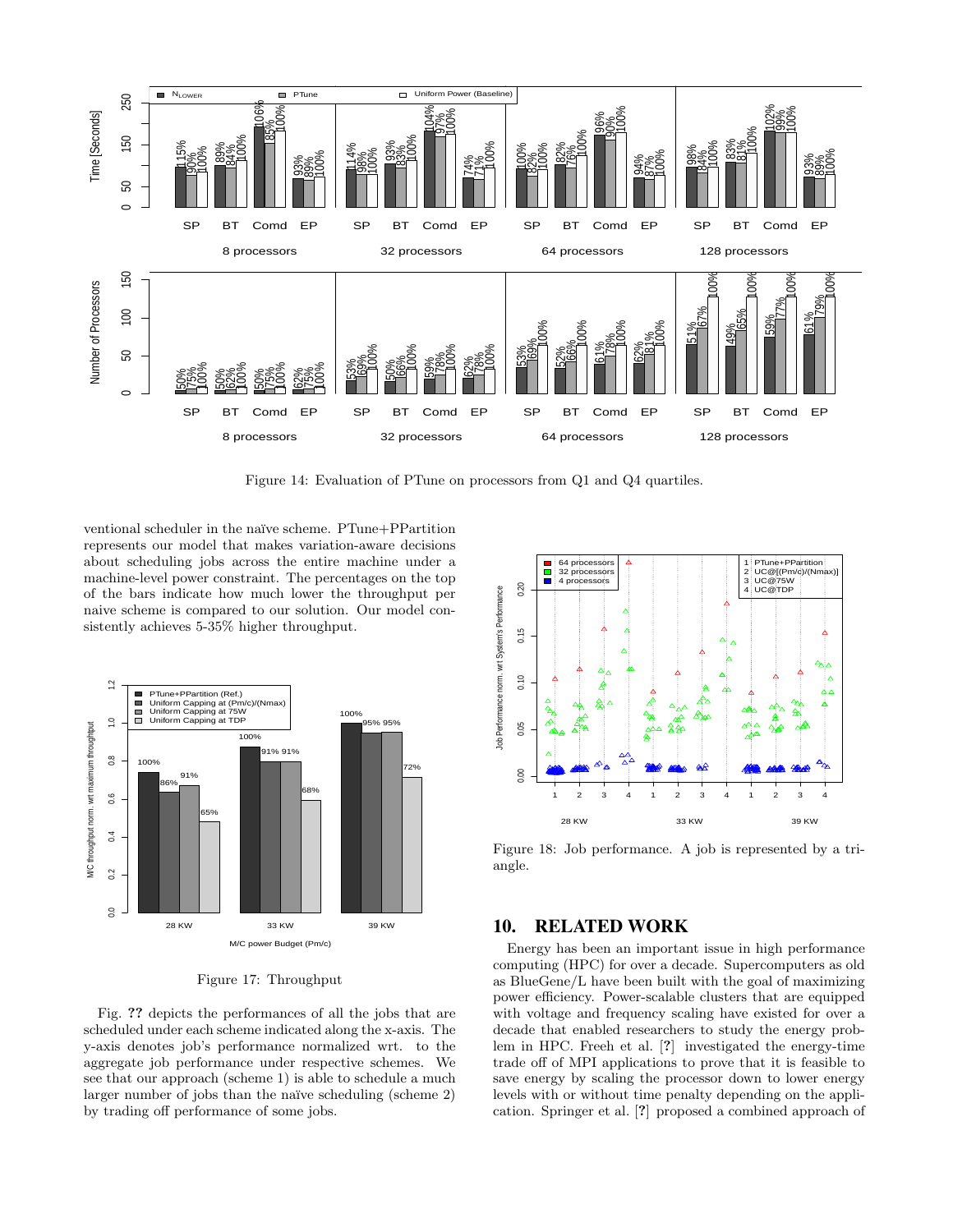Figure 14: Evaluation of PTune on processors from Q1 and Q4 quartiles.

ventional scheduler in the naïve scheme. PTune+PPartition represents our model that makes variation-aware decisions about scheduling jobs across the entire machine under a machine-level power constraint. The percentages on the top of the bars indicate how much lower the throughput per naive scheme is compared to our solution. Our model consistently achieves 5-35% higher throughput.

Figure 17: Throughput

Fig. **??** depicts the performances of all the jobs that are scheduled under each scheme indicated along the x-axis. The y-axis denotes job's performance normalized wrt. to the aggregate job performance under respective schemes. We see that our approach (scheme 1) is able to schedule a much larger number of jobs than the naïve scheduling (scheme 2) by trading off performance of some jobs.

Figure 18: Job performance. A job is represented by a triangle.

## 10. RELATED WORK

Energy has been an important issue in high performance computing (HPC) for over a decade. Supercomputers as old as BlueGene/L have been built with the goal of maximizing power efficiency. Power-scalable clusters that are equipped with voltage and frequency scaling have existed for over a decade that enabled researchers to study the energy problem in HPC. Freeh et al. [?] investigated the energy-time trade off of MPI applications to prove that it is feasible to save energy by scaling the processor down to lower energy levels with or without time penalty depending on the application. Springer et al. [?] proposed a combined approach of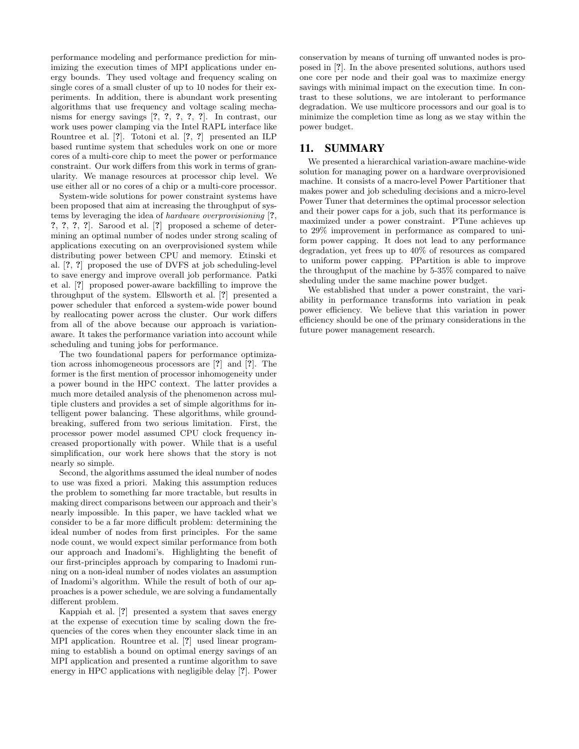performance modeling and performance prediction for minimizing the execution times of MPI applications under energy bounds. They used voltage and frequency scaling on single cores of a small cluster of up to 10 nodes for their experiments. In addition, there is abundant work presenting algorithms that use frequency and voltage scaling mechanisms for energy savings [?, ?, ?, ?, ?]. In contrast, our work uses power clamping via the Intel RAPL interface like Rountree et al. [?]. Totoni et al. [?, ?] presented an ILP based runtime system that schedules work on one or more cores of a multi-core chip to meet the power or performance constraint. Our work differs from this work in terms of granularity. We manage resources at processor chip level. We use either all or no cores of a chip or a multi-core processor.

System-wide solutions for power constraint systems have been proposed that aim at increasing the throughput of systems by leveraging the idea of *hardware overprovisioning* [?, ?, ?, ?, ?]. Sarood et al. [?] proposed a scheme of determining an optimal number of nodes under strong scaling of applications executing on an overprovisioned system while distributing power between CPU and memory. Etinski et al. [?, ?] proposed the use of DVFS at job scheduling-level to save energy and improve overall job performance. Patki et al. [?] proposed power-aware backfilling to improve the throughput of the system. Ellsworth et al. [?] presented a power scheduler that enforced a system-wide power bound by reallocating power across the cluster. Our work differs from all of the above because our approach is variation-aware. It takes the performance variation into account while scheduling and tuning jobs for performance.

The two foundational papers for performance optimization across inhomogeneous processors are [?] and [?]. The former is the first mention of processor inhomogeneity under a power bound in the HPC context. The latter provides a much more detailed analysis of the phenomenon across multiple clusters and provides a set of simple algorithms for intelligent power balancing. These algorithms, while groundbreaking, suffered from two serious limitation. First, the processor power model assumed CPU clock frequency increased proportionally with power. While that is a useful simplification, our work here shows that the story is not nearly so simple.

Second, the algorithms assumed the ideal number of nodes to use was fixed a priori. Making this assumption reduces the problem to something far more tractable, but results in making direct comparisons between our approach and their's nearly impossible. In this paper, we have tackled what we consider to be a far more difficult problem: determining the ideal number of nodes from first principles. For the same node count, we would expect similar performance from both our approach and Inadomi's. Highlighting the benefit of our first-principles approach by comparing to Inadomi running on a non-ideal number of nodes violates an assumption of Inadomi's algorithm. While the result of both of our approaches is a power schedule, we are solving a fundamentally different problem.

Kappiah et al. [?] presented a system that saves energy at the expense of execution time by scaling down the frequencies of the cores when they encounter slack time in an MPI application. Rountree et al. [?] used linear programming to establish a bound on optimal energy savings of an MPI application and presented a runtime algorithm to save energy in HPC applications with negligible delay [?]. Power conservation by means of turning off unwanted nodes is proposed in [?]. In the above presented solutions, authors used one core per node and their goal was to maximize energy savings with minimal impact on the execution time. In contrast to these solutions, we are intolerant to performance degradation. We use multicore processors and our goal is to minimize the completion time as long as we stay within the power budget.

## 11. SUMMARY

We presented a hierarchical variation-aware machine-wide solution for managing power on a hardware overprovisioned machine. It consists of a macro-level Power Partitioner that makes power and job scheduling decisions and a micro-level Power Tuner that determines the optimal processor selection and their power caps for a job, such that its performance is maximized under a power constraint. PTune achieves up to 29% improvement in performance as compared to uniform power capping. It does not lead to any performance degradation, yet frees up to 40% of resources as compared to uniform power capping. PPartition is able to improve the throughput of the machine by 5-35% compared to naïve sheduling under the same machine power budget.

We established that under a power constraint, the variability in performance transforms into variation in peak power efficiency. We believe that this variation in power efficiency should be one of the primary considerations in the future power management research.